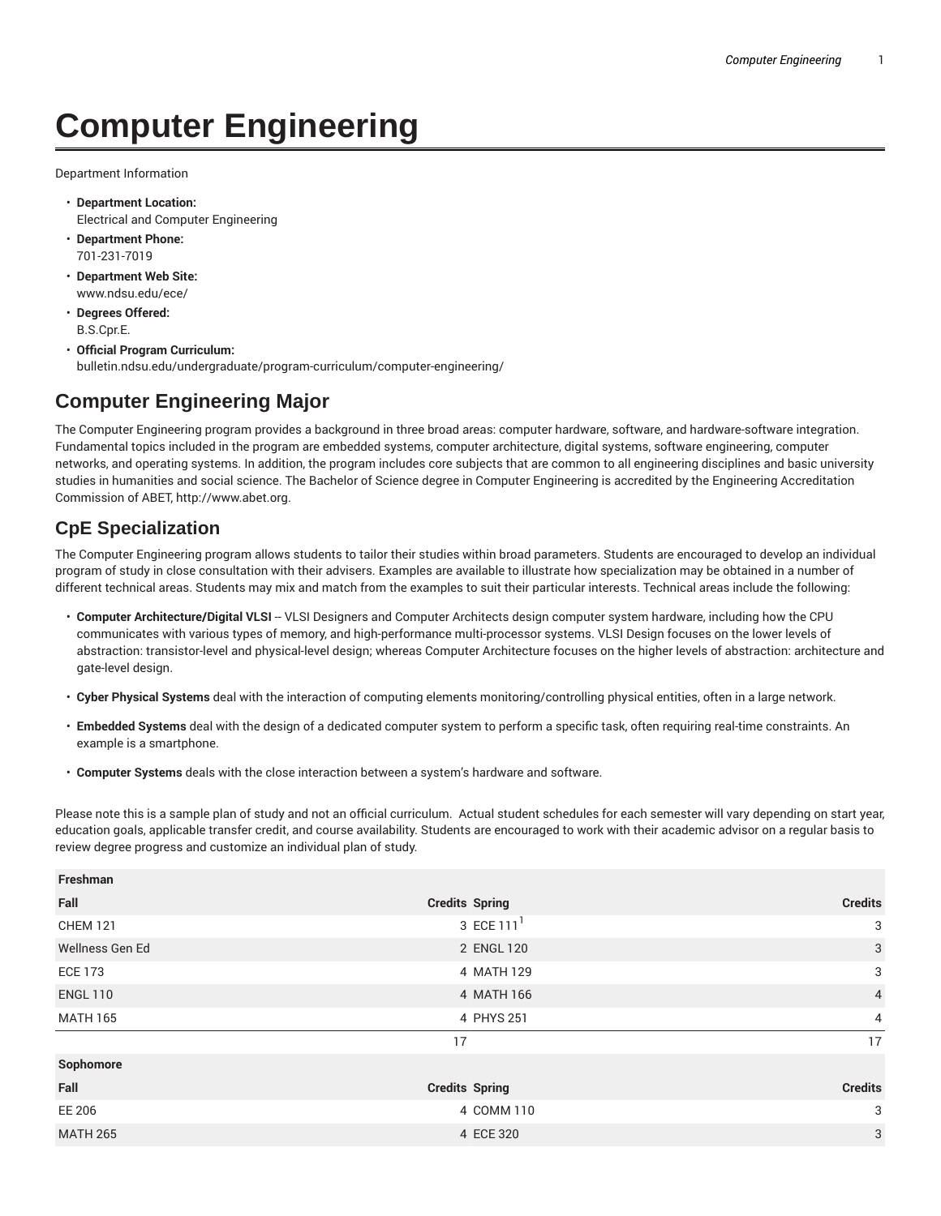# Computer Engineering

Department Information

- **Department Location:**
  Electrical and Computer Engineering
- **Department Phone:**
  701-231-7019
- **Department Web Site:**
  www.ndsu.edu/ece/
- **Degrees Offered:**
  B.S.Cpr.E.
- **Official Program Curriculum:**
  bulletin.ndsu.edu/undergraduate/program-curriculum/computer-engineering/

## Computer Engineering Major

The Computer Engineering program provides a background in three broad areas: computer hardware, software, and hardware-software integration. Fundamental topics included in the program are embedded systems, computer architecture, digital systems, software engineering, computer networks, and operating systems. In addition, the program includes core subjects that are common to all engineering disciplines and basic university studies in humanities and social science. The Bachelor of Science degree in Computer Engineering is accredited by the Engineering Accreditation Commission of ABET, http://www.abet.org.

## CpE Specialization

The Computer Engineering program allows students to tailor their studies within broad parameters. Students are encouraged to develop an individual program of study in close consultation with their advisers. Examples are available to illustrate how specialization may be obtained in a number of different technical areas. Students may mix and match from the examples to suit their particular interests. Technical areas include the following:

- **Computer Architecture/Digital VLSI** -- VLSI Designers and Computer Architects design computer system hardware, including how the CPU communicates with various types of memory, and high-performance multi-processor systems. VLSI Design focuses on the lower levels of abstraction: transistor-level and physical-level design; whereas Computer Architecture focuses on the higher levels of abstraction: architecture and gate-level design.
- **Cyber Physical Systems** deal with the interaction of computing elements monitoring/controlling physical entities, often in a large network.
- **Embedded Systems** deal with the design of a dedicated computer system to perform a specific task, often requiring real-time constraints. An example is a smartphone.
- **Computer Systems** deals with the close interaction between a system's hardware and software.

Please note this is a sample plan of study and not an official curriculum. Actual student schedules for each semester will vary depending on start year, education goals, applicable transfer credit, and course availability. Students are encouraged to work with their academic advisor on a regular basis to review degree progress and customize an individual plan of study.

| Freshman | | | |
|---|---|---|---|
| **Fall** | **Credits** | **Spring** | **Credits** |
| CHEM 121 | 3 | ECE 111[1] | 3 |
| Wellness Gen Ed | 2 | ENGL 120 | 3 |
| ECE 173 | 4 | MATH 129 | 3 |
| ENGL 110 | 4 | MATH 166 | 4 |
| MATH 165 | 4 | PHYS 251 | 4 |
| | 17 | | 17 |
| **Sophomore** | | | |
| **Fall** | **Credits** | **Spring** | **Credits** |
| EE 206 | 4 | COMM 110 | 3 |
| MATH 265 | 4 | ECE 320 | 3 |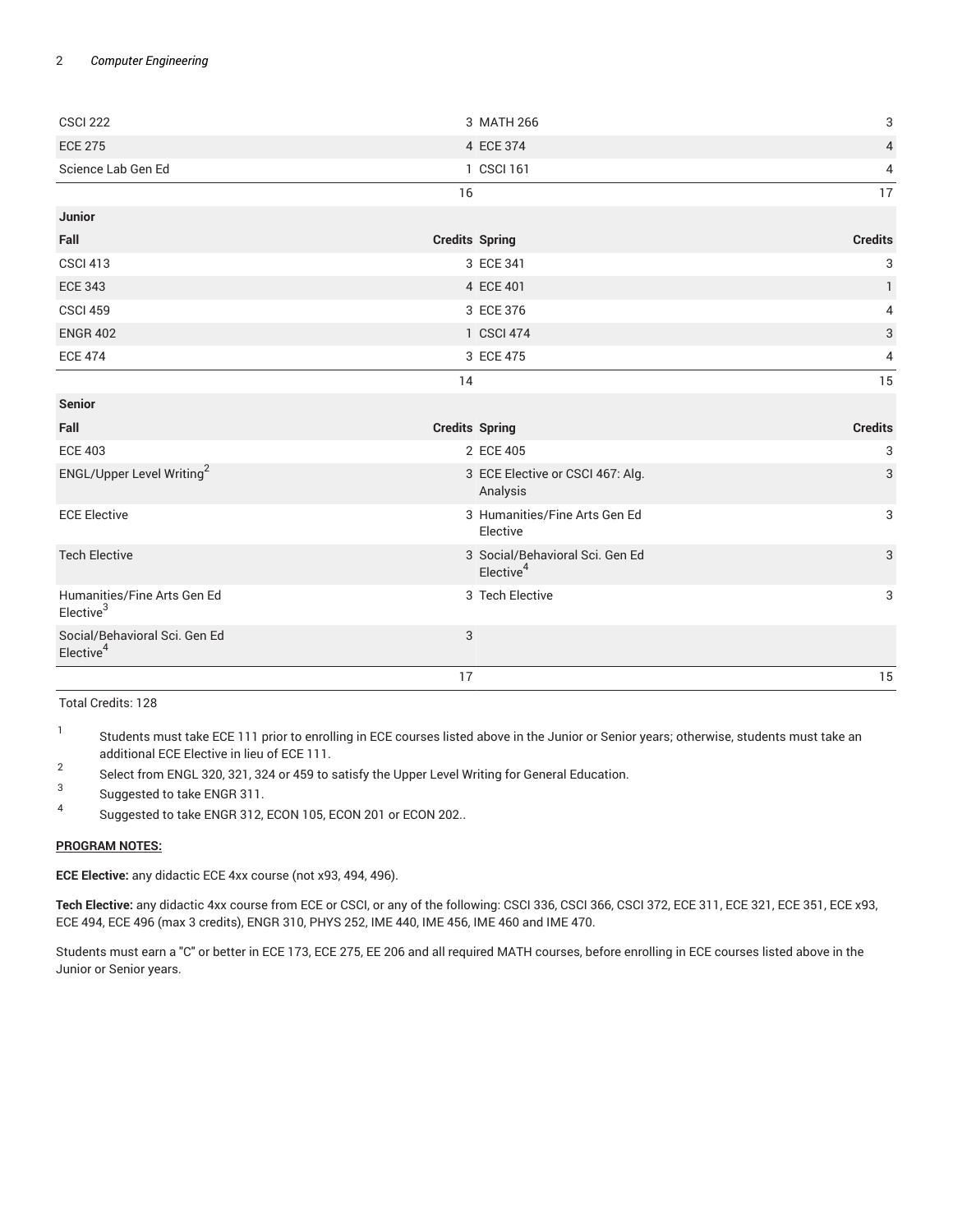| | | | |
|---|---|---|---|
| CSCI 222 | 3 | MATH 266 | 3 |
| ECE 275 | 4 | ECE 374 | 4 |
| Science Lab Gen Ed | 1 | CSCI 161 | 4 |
| | 16 | | 17 |
| **Junior** | | | |
| **Fall** | **Credits** | **Spring** | **Credits** |
| CSCI 413 | 3 | ECE 341 | 3 |
| ECE 343 | 4 | ECE 401 | 1 |
| CSCI 459 | 3 | ECE 376 | 4 |
| ENGR 402 | 1 | CSCI 474 | 3 |
| ECE 474 | 3 | ECE 475 | 4 |
| | 14 | | 15 |
| **Senior** | | | |
| **Fall** | **Credits** | **Spring** | **Credits** |
| ECE 403 | 2 | ECE 405 | 3 |
| ENGL/Upper Level Writing[2] | 3 | ECE Elective or CSCI 467: Alg. Analysis | 3 |
| ECE Elective | 3 | Humanities/Fine Arts Gen Ed Elective | 3 |
| Tech Elective | 3 | Social/Behavioral Sci. Gen Ed Elective[4] | 3 |
| Humanities/Fine Arts Gen Ed Elective[3] | 3 | Tech Elective | 3 |
| Social/Behavioral Sci. Gen Ed Elective[4] | 3 | | |
| | 17 | | 15 |

Total Credits: 128

1. Students must take ECE 111 prior to enrolling in ECE courses listed above in the Junior or Senior years; otherwise, students must take an additional ECE Elective in lieu of ECE 111.
2. Select from ENGL 320, 321, 324 or 459 to satisfy the Upper Level Writing for General Education.
3. Suggested to take ENGR 311.
4. Suggested to take ENGR 312, ECON 105, ECON 201 or ECON 202..

**PROGRAM NOTES:**

**ECE Elective:** any didactic ECE 4xx course (not x93, 494, 496).

**Tech Elective:** any didactic 4xx course from ECE or CSCI, or any of the following: CSCI 336, CSCI 366, CSCI 372, ECE 311, ECE 321, ECE 351, ECE x93, ECE 494, ECE 496 (max 3 credits), ENGR 310, PHYS 252, IME 440, IME 456, IME 460 and IME 470.

Students must earn a "C" or better in ECE 173, ECE 275, EE 206 and all required MATH courses, before enrolling in ECE courses listed above in the Junior or Senior years.